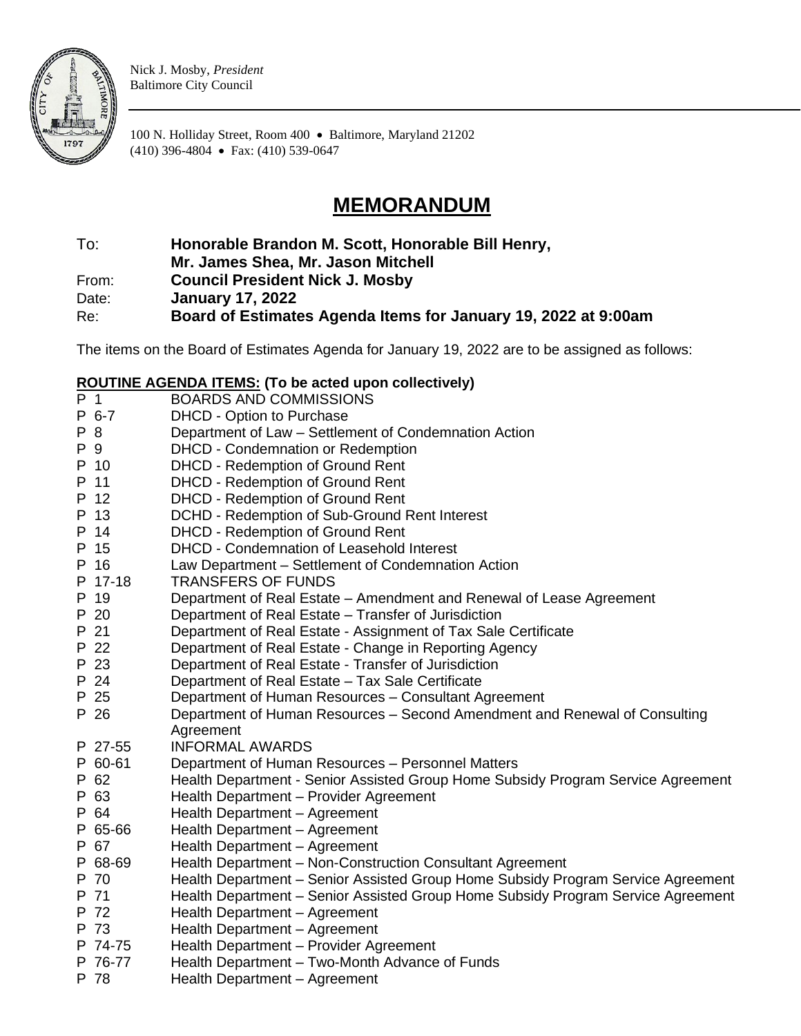Nick J. Mosby, *President*
Baltimore City Council

100 N. Holliday Street, Room 400 • Baltimore, Maryland 21202
(410) 396-4804 • Fax: (410) 539-0647

# MEMORANDUM

**To:** **Honorable Brandon M. Scott, Honorable Bill Henry, Mr. James Shea, Mr. Jason Mitchell**
**From:** **Council President Nick J. Mosby**
**Date:** **January 17, 2022**
**Re:** **Board of Estimates Agenda Items for January 19, 2022 at 9:00am**

The items on the Board of Estimates Agenda for January 19, 2022 are to be assigned as follows:

**ROUTINE AGENDA ITEMS: (To be acted upon collectively)**

| | |
|---|---|
| P 1 | BOARDS AND COMMISSIONS |
| P 6-7 | DHCD - Option to Purchase |
| P 8 | Department of Law – Settlement of Condemnation Action |
| P 9 | DHCD - Condemnation or Redemption |
| P 10 | DHCD - Redemption of Ground Rent |
| P 11 | DHCD - Redemption of Ground Rent |
| P 12 | DHCD - Redemption of Ground Rent |
| P 13 | DCHD - Redemption of Sub-Ground Rent Interest |
| P 14 | DHCD - Redemption of Ground Rent |
| P 15 | DHCD - Condemnation of Leasehold Interest |
| P 16 | Law Department – Settlement of Condemnation Action |
| P 17-18 | TRANSFERS OF FUNDS |
| P 19 | Department of Real Estate – Amendment and Renewal of Lease Agreement |
| P 20 | Department of Real Estate – Transfer of Jurisdiction |
| P 21 | Department of Real Estate - Assignment of Tax Sale Certificate |
| P 22 | Department of Real Estate - Change in Reporting Agency |
| P 23 | Department of Real Estate - Transfer of Jurisdiction |
| P 24 | Department of Real Estate – Tax Sale Certificate |
| P 25 | Department of Human Resources – Consultant Agreement |
| P 26 | Department of Human Resources – Second Amendment and Renewal of Consulting Agreement |
| P 27-55 | INFORMAL AWARDS |
| P 60-61 | Department of Human Resources – Personnel Matters |
| P 62 | Health Department - Senior Assisted Group Home Subsidy Program Service Agreement |
| P 63 | Health Department – Provider Agreement |
| P 64 | Health Department – Agreement |
| P 65-66 | Health Department – Agreement |
| P 67 | Health Department – Agreement |
| P 68-69 | Health Department – Non-Construction Consultant Agreement |
| P 70 | Health Department – Senior Assisted Group Home Subsidy Program Service Agreement |
| P 71 | Health Department – Senior Assisted Group Home Subsidy Program Service Agreement |
| P 72 | Health Department – Agreement |
| P 73 | Health Department – Agreement |
| P 74-75 | Health Department – Provider Agreement |
| P 76-77 | Health Department – Two-Month Advance of Funds |
| P 78 | Health Department – Agreement |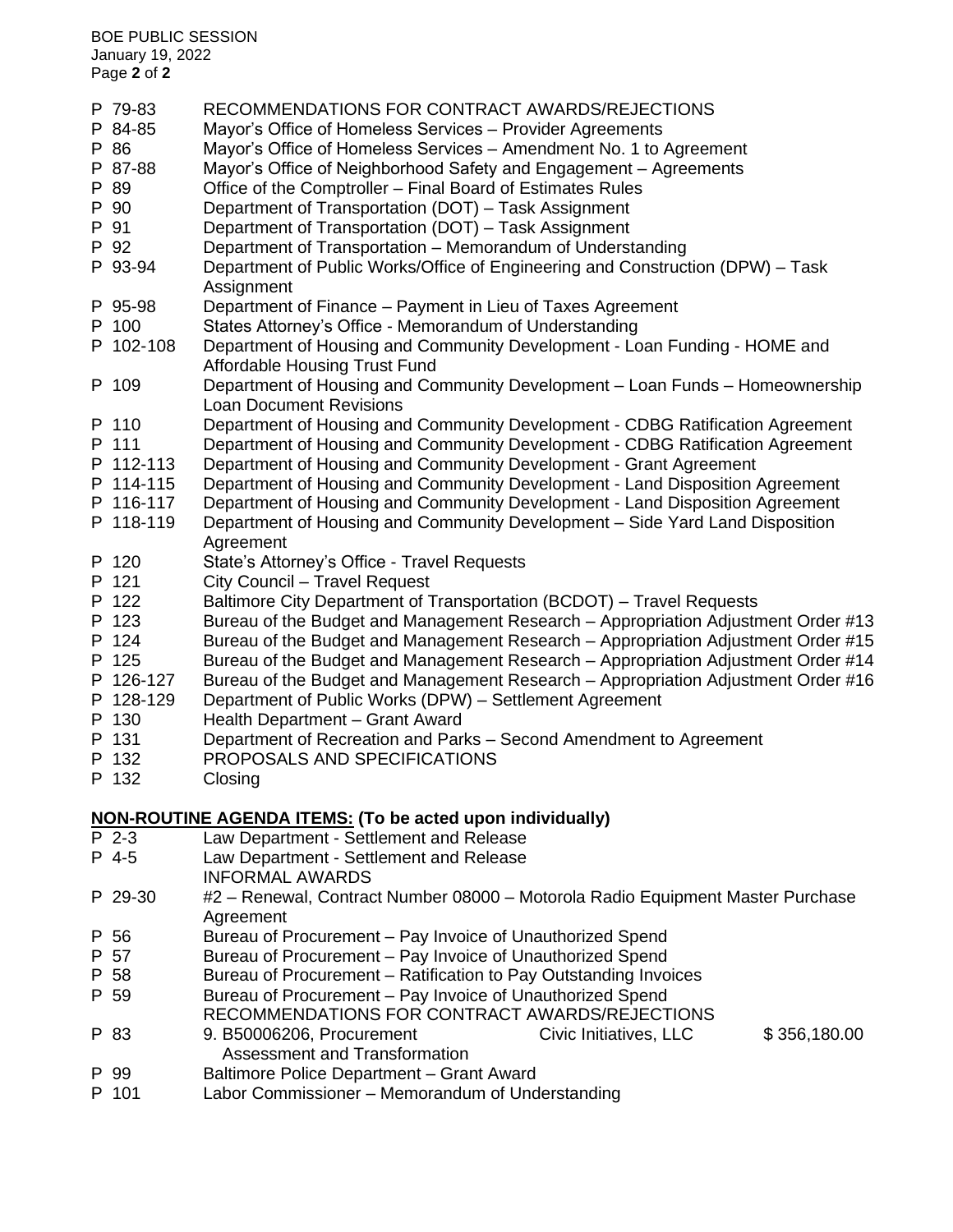| | |
|---|---|
| P 79-83 | RECOMMENDATIONS FOR CONTRACT AWARDS/REJECTIONS |
| P 84-85 | Mayor's Office of Homeless Services – Provider Agreements |
| P 86 | Mayor's Office of Homeless Services – Amendment No. 1 to Agreement |
| P 87-88 | Mayor's Office of Neighborhood Safety and Engagement – Agreements |
| P 89 | Office of the Comptroller – Final Board of Estimates Rules |
| P 90 | Department of Transportation (DOT) – Task Assignment |
| P 91 | Department of Transportation (DOT) – Task Assignment |
| P 92 | Department of Transportation – Memorandum of Understanding |
| P 93-94 | Department of Public Works/Office of Engineering and Construction (DPW) – Task Assignment |
| P 95-98 | Department of Finance – Payment in Lieu of Taxes Agreement |
| P 100 | States Attorney's Office - Memorandum of Understanding |
| P 102-108 | Department of Housing and Community Development - Loan Funding - HOME and Affordable Housing Trust Fund |
| P 109 | Department of Housing and Community Development – Loan Funds – Homeownership Loan Document Revisions |
| P 110 | Department of Housing and Community Development - CDBG Ratification Agreement |
| P 111 | Department of Housing and Community Development - CDBG Ratification Agreement |
| P 112-113 | Department of Housing and Community Development - Grant Agreement |
| P 114-115 | Department of Housing and Community Development - Land Disposition Agreement |
| P 116-117 | Department of Housing and Community Development - Land Disposition Agreement |
| P 118-119 | Department of Housing and Community Development – Side Yard Land Disposition Agreement |
| P 120 | State's Attorney's Office - Travel Requests |
| P 121 | City Council – Travel Request |
| P 122 | Baltimore City Department of Transportation (BCDOT) – Travel Requests |
| P 123 | Bureau of the Budget and Management Research – Appropriation Adjustment Order #13 |
| P 124 | Bureau of the Budget and Management Research – Appropriation Adjustment Order #15 |
| P 125 | Bureau of the Budget and Management Research – Appropriation Adjustment Order #14 |
| P 126-127 | Bureau of the Budget and Management Research – Appropriation Adjustment Order #16 |
| P 128-129 | Department of Public Works (DPW) – Settlement Agreement |
| P 130 | Health Department – Grant Award |
| P 131 | Department of Recreation and Parks – Second Amendment to Agreement |
| P 132 | PROPOSALS AND SPECIFICATIONS |
| P 132 | Closing |

## NON-ROUTINE AGENDA ITEMS: (To be acted upon individually)

| | | | |
|---|---|---|---|
| P 2-3 | Law Department - Settlement and Release | | |
| P 4-5 | Law Department - Settlement and Release | | |
| | INFORMAL AWARDS | | |
| P 29-30 | #2 – Renewal, Contract Number 08000 – Motorola Radio Equipment Master Purchase Agreement | | |
| P 56 | Bureau of Procurement – Pay Invoice of Unauthorized Spend | | |
| P 57 | Bureau of Procurement – Pay Invoice of Unauthorized Spend | | |
| P 58 | Bureau of Procurement – Ratification to Pay Outstanding Invoices | | |
| P 59 | Bureau of Procurement – Pay Invoice of Unauthorized Spend | | |
| | RECOMMENDATIONS FOR CONTRACT AWARDS/REJECTIONS | | |
| P 83 | 9. B50006206, Procurement Assessment and Transformation | Civic Initiatives, LLC | $ 356,180.00 |
| P 99 | Baltimore Police Department – Grant Award | | |
| P 101 | Labor Commissioner – Memorandum of Understanding | | |